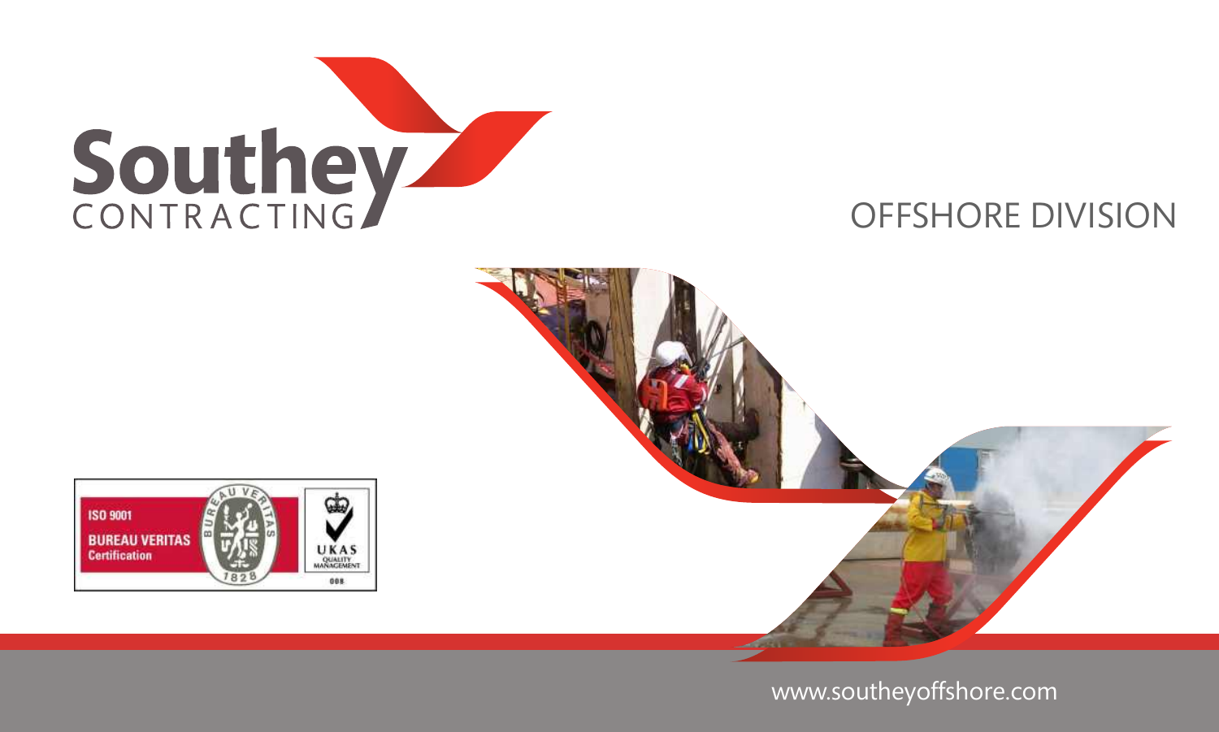# Southey CONTRACTING

## OFFSHORE DIVISION

ISO 9001
BUREAU VERITAS
Certification

UKAS
QUALITY MANAGEMENT
008

www.southeyoffshore.com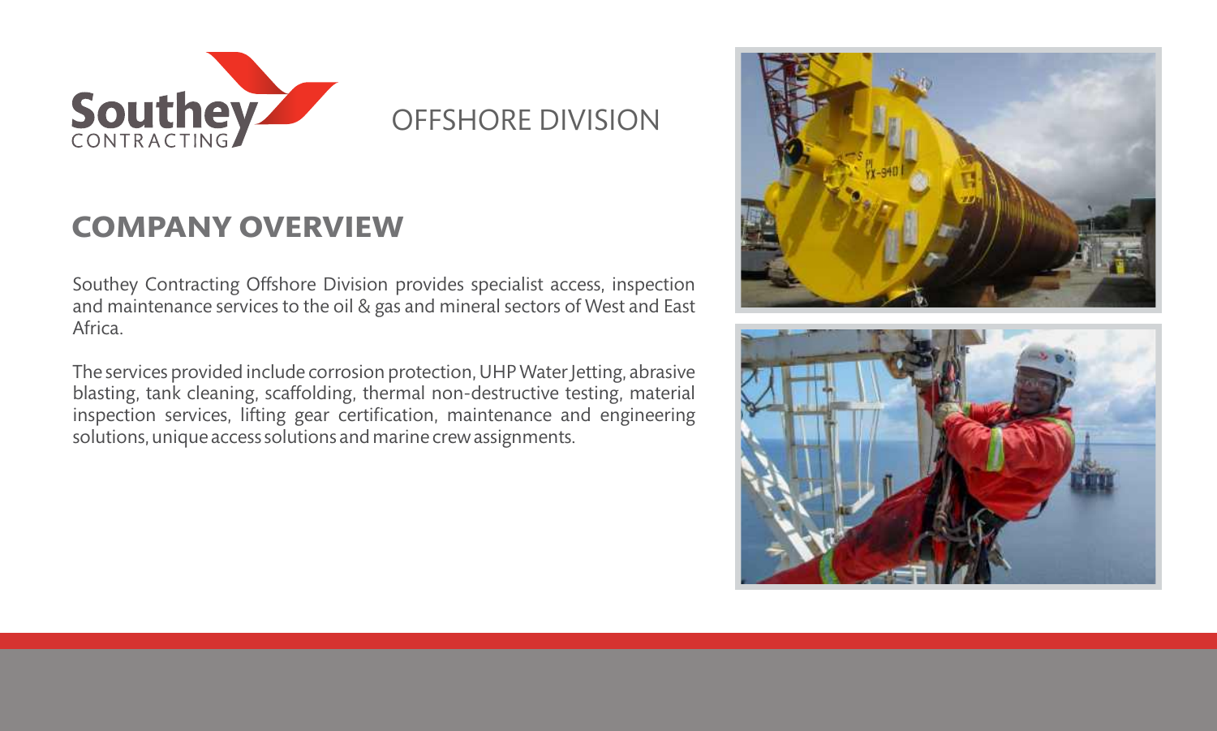Southey CONTRACTING

OFFSHORE DIVISION

## COMPANY OVERVIEW

Southey Contracting Offshore Division provides specialist access, inspection and maintenance services to the oil & gas and mineral sectors of West and East Africa.

The services provided include corrosion protection, UHP Water Jetting, abrasive blasting, tank cleaning, scaffolding, thermal non-destructive testing, material inspection services, lifting gear certification, maintenance and engineering solutions, unique access solutions and marine crew assignments.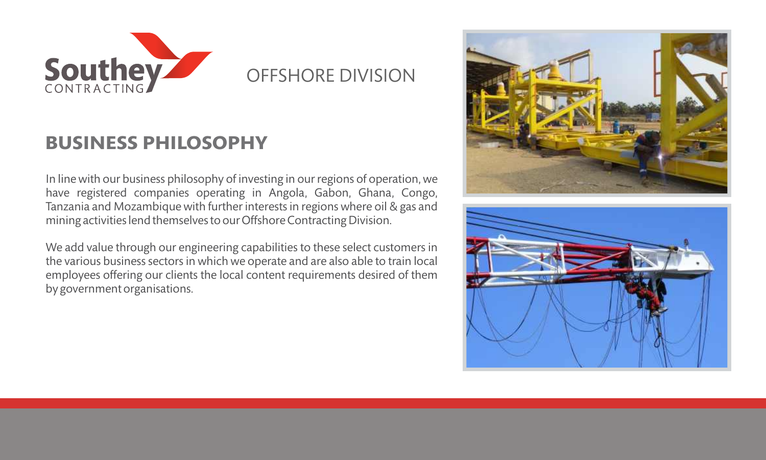Southey CONTRACTING

OFFSHORE DIVISION

## BUSINESS PHILOSOPHY

In line with our business philosophy of investing in our regions of operation, we have registered companies operating in Angola, Gabon, Ghana, Congo, Tanzania and Mozambique with further interests in regions where oil & gas and mining activities lend themselves to our Offshore Contracting Division.

We add value through our engineering capabilities to these select customers in the various business sectors in which we operate and are also able to train local employees offering our clients the local content requirements desired of them by government organisations.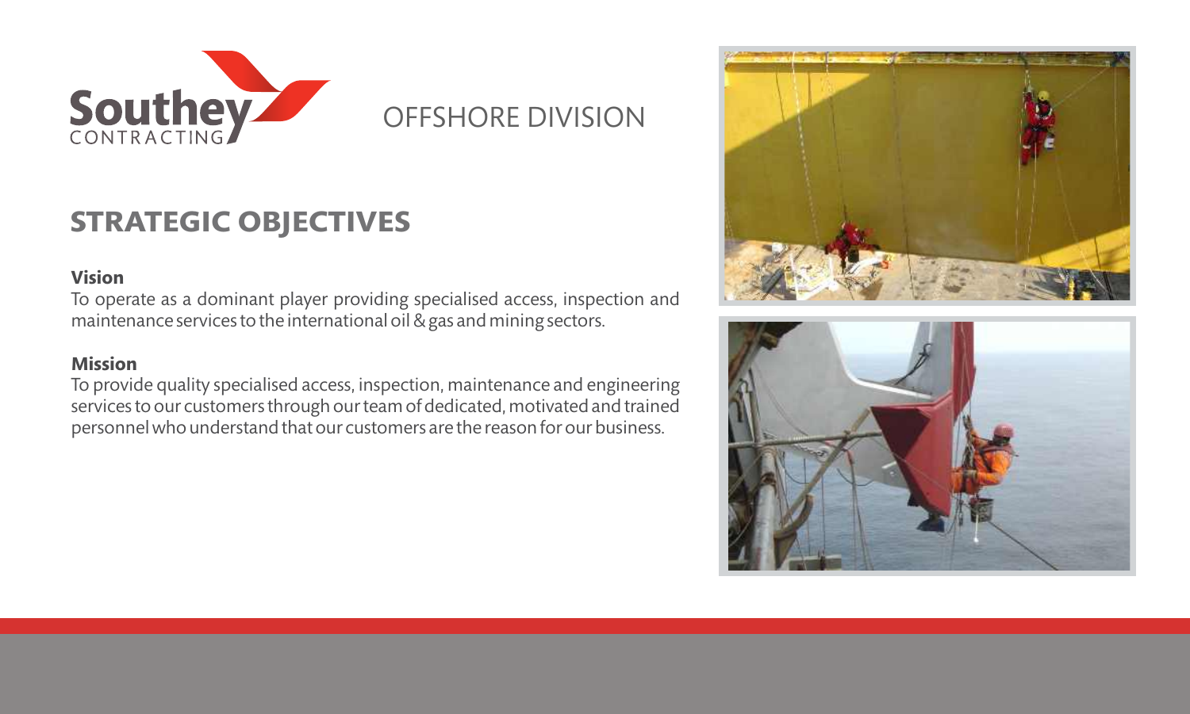Southey CONTRACTING

OFFSHORE DIVISION

## STRATEGIC OBJECTIVES

**Vision**

To operate as a dominant player providing specialised access, inspection and maintenance services to the international oil & gas and mining sectors.

**Mission**

To provide quality specialised access, inspection, maintenance and engineering services to our customers through our team of dedicated, motivated and trained personnel who understand that our customers are the reason for our business.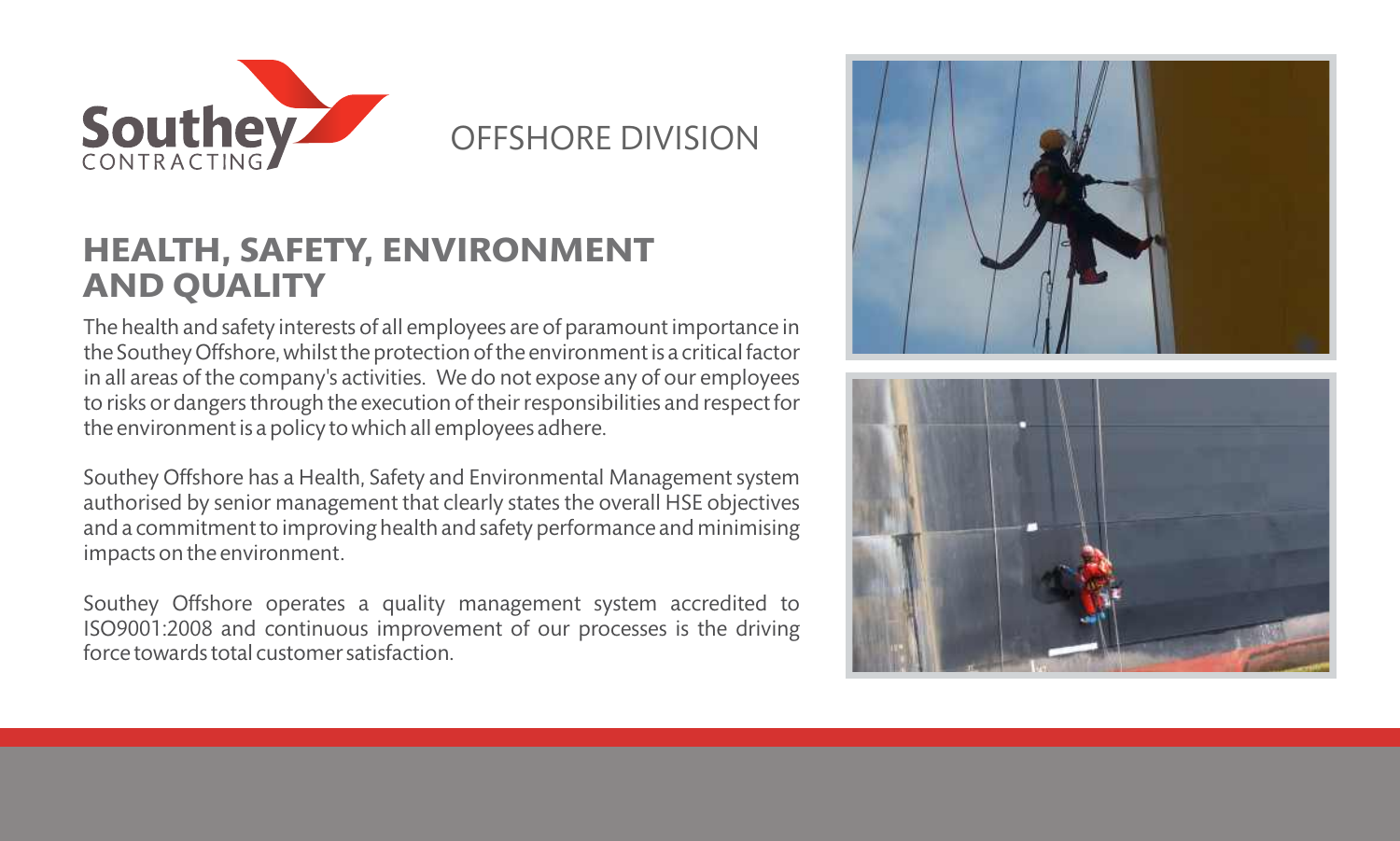Southey CONTRACTING

OFFSHORE DIVISION

## HEALTH, SAFETY, ENVIRONMENT AND QUALITY

The health and safety interests of all employees are of paramount importance in the Southey Offshore, whilst the protection of the environment is a critical factor in all areas of the company's activities. We do not expose any of our employees to risks or dangers through the execution of their responsibilities and respect for the environment is a policy to which all employees adhere.

Southey Offshore has a Health, Safety and Environmental Management system authorised by senior management that clearly states the overall HSE objectives and a commitment to improving health and safety performance and minimising impacts on the environment.

Southey Offshore operates a quality management system accredited to ISO9001:2008 and continuous improvement of our processes is the driving force towards total customer satisfaction.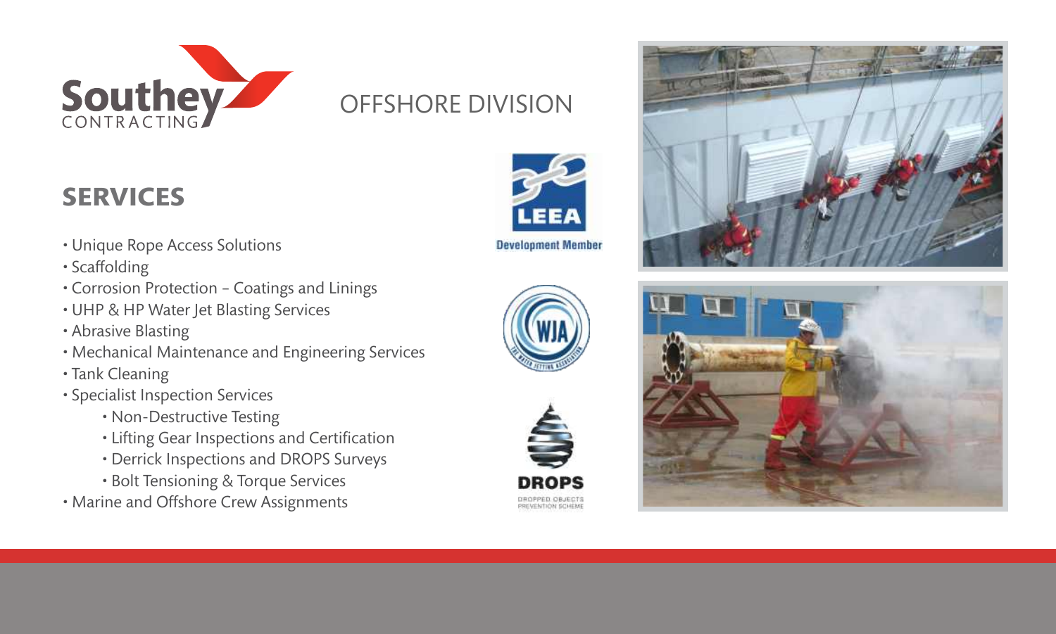Southey CONTRACTING

# OFFSHORE DIVISION

## SERVICES

- Unique Rope Access Solutions
- Scaffolding
- Corrosion Protection – Coatings and Linings
- UHP & HP Water Jet Blasting Services
- Abrasive Blasting
- Mechanical Maintenance and Engineering Services
- Tank Cleaning
- Specialist Inspection Services
    - Non-Destructive Testing
    - Lifting Gear Inspections and Certification
    - Derrick Inspections and DROPS Surveys
    - Bolt Tensioning & Torque Services
- Marine and Offshore Crew Assignments

LEEA Development Member

WJA

DROPS
DROPPED OBJECTS PREVENTION SCHEME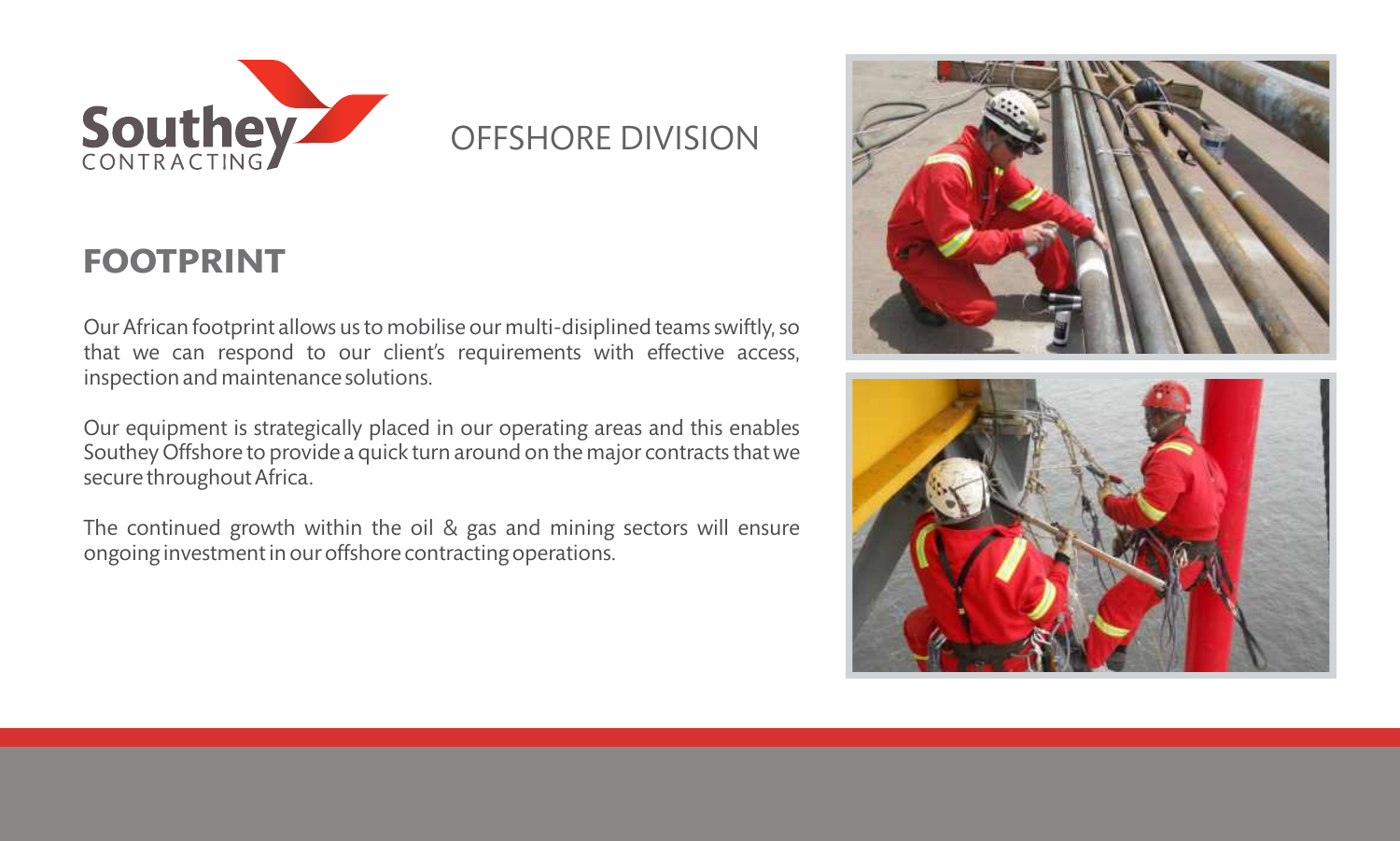Southey CONTRACTING

OFFSHORE DIVISION

## FOOTPRINT

Our African footprint allows us to mobilise our multi-disiplined teams swiftly, so that we can respond to our client's requirements with effective access, inspection and maintenance solutions.

Our equipment is strategically placed in our operating areas and this enables Southey Offshore to provide a quick turn around on the major contracts that we secure throughout Africa.

The continued growth within the oil & gas and mining sectors will ensure ongoing investment in our offshore contracting operations.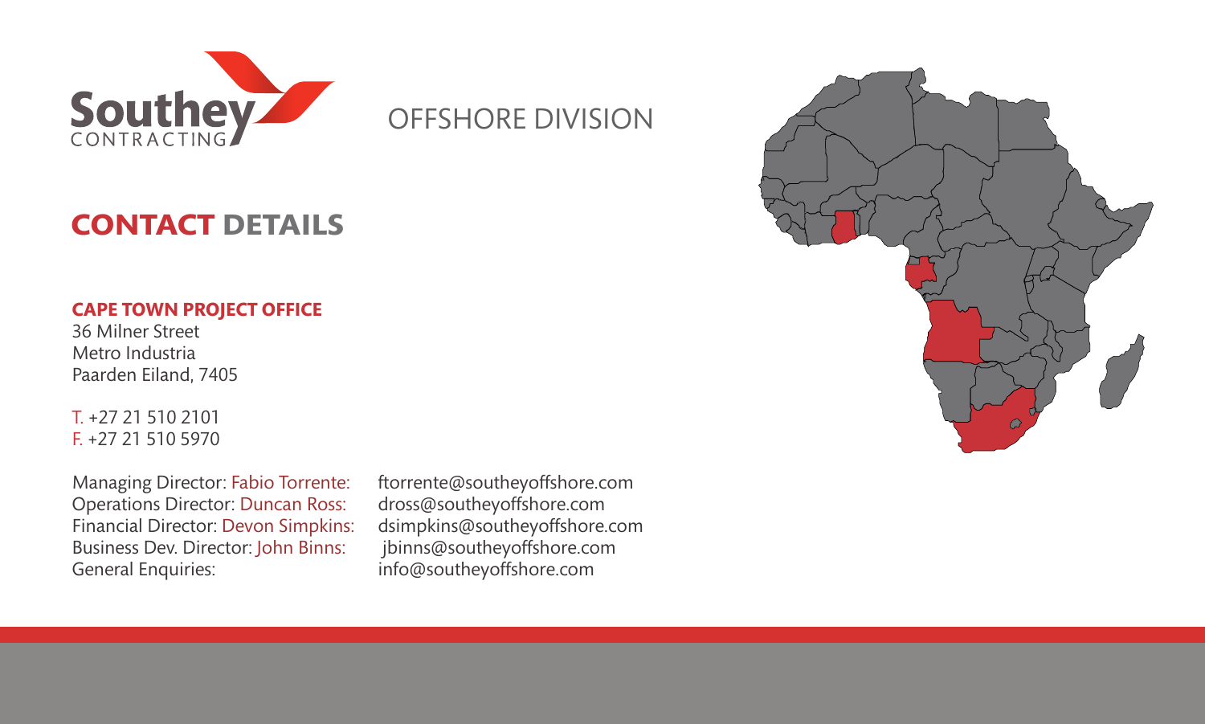Southey CONTRACTING

OFFSHORE DIVISION

## CONTACT DETAILS

**CAPE TOWN PROJECT OFFICE**
36 Milner Street
Metro Industria
Paarden Eiland, 7405

T. +27 21 510 2101
F. +27 21 510 5970

| | |
|---|---|
| Managing Director: Fabio Torrente: | ftorrente@southeyoffshore.com |
| Operations Director: Duncan Ross: | dross@southeyoffshore.com |
| Financial Director: Devon Simpkins: | dsimpkins@southeyoffshore.com |
| Business Dev. Director: John Binns: | jbinns@southeyoffshore.com |
| General Enquiries: | info@southeyoffshore.com |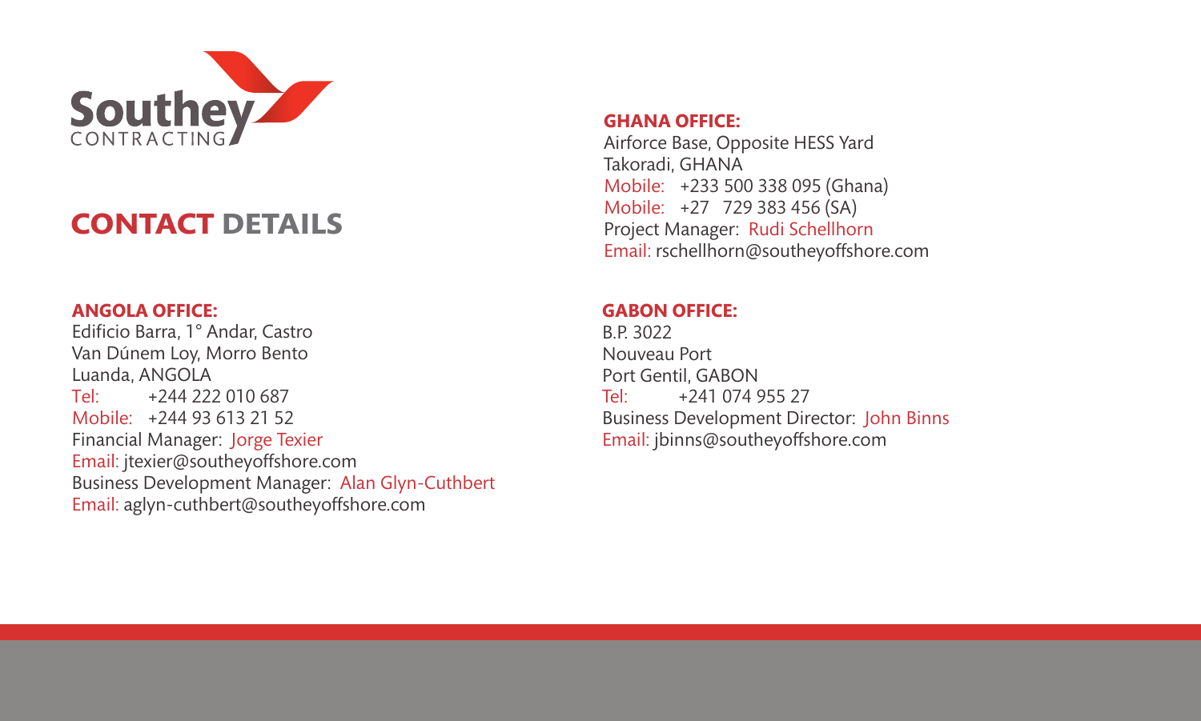Southey
CONTRACTING

# CONTACT DETAILS

**ANGOLA OFFICE:**
Edificio Barra, 1° Andar, Castro
Van Dúnem Loy, Morro Bento
Luanda, ANGOLA
Tel: +244 222 010 687
Mobile: +244 93 613 21 52
Financial Manager: Jorge Texier
Email: jtexier@southeyoffshore.com
Business Development Manager: Alan Glyn-Cuthbert
Email: aglyn-cuthbert@southeyoffshore.com

**GHANA OFFICE:**
Airforce Base, Opposite HESS Yard
Takoradi, GHANA
Mobile: +233 500 338 095 (Ghana)
Mobile: +27 729 383 456 (SA)
Project Manager: Rudi Schellhorn
Email: rschellhorn@southeyoffshore.com

**GABON OFFICE:**
B.P. 3022
Nouveau Port
Port Gentil, GABON
Tel: +241 074 955 27
Business Development Director: John Binns
Email: jbinns@southeyoffshore.com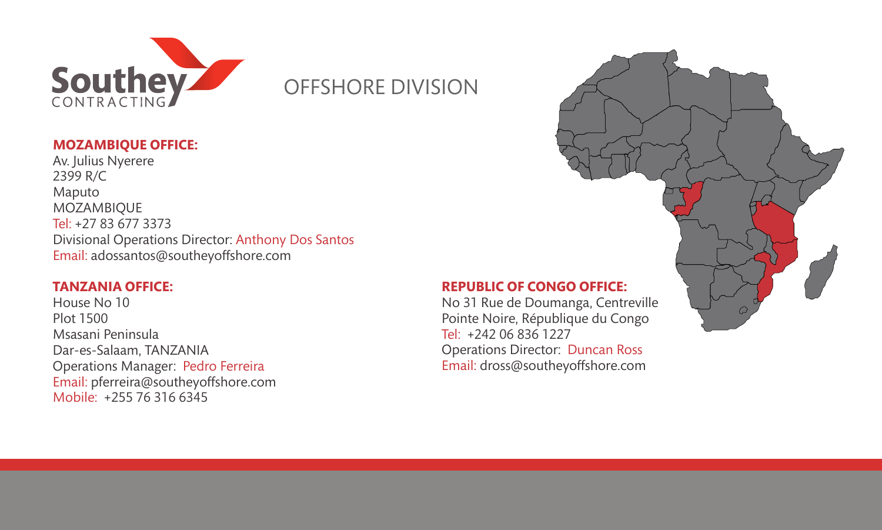Southey
CONTRACTING

# OFFSHORE DIVISION

**MOZAMBIQUE OFFICE:**

Av. Julius Nyerere
2399 R/C
Maputo
MOZAMBIQUE
Tel: +27 83 677 3373
Divisional Operations Director: Anthony Dos Santos
Email: adossantos@southeyoffshore.com

**TANZANIA OFFICE:**

House No 10
Plot 1500
Msasani Peninsula
Dar-es-Salaam, TANZANIA
Operations Manager: Pedro Ferreira
Email: pferreira@southeyoffshore.com
Mobile: +255 76 316 6345

**REPUBLIC OF CONGO OFFICE:**

No 31 Rue de Doumanga, Centreville
Pointe Noire, République du Congo
Tel: +242 06 836 1227
Operations Director: Duncan Ross
Email: dross@southeyoffshore.com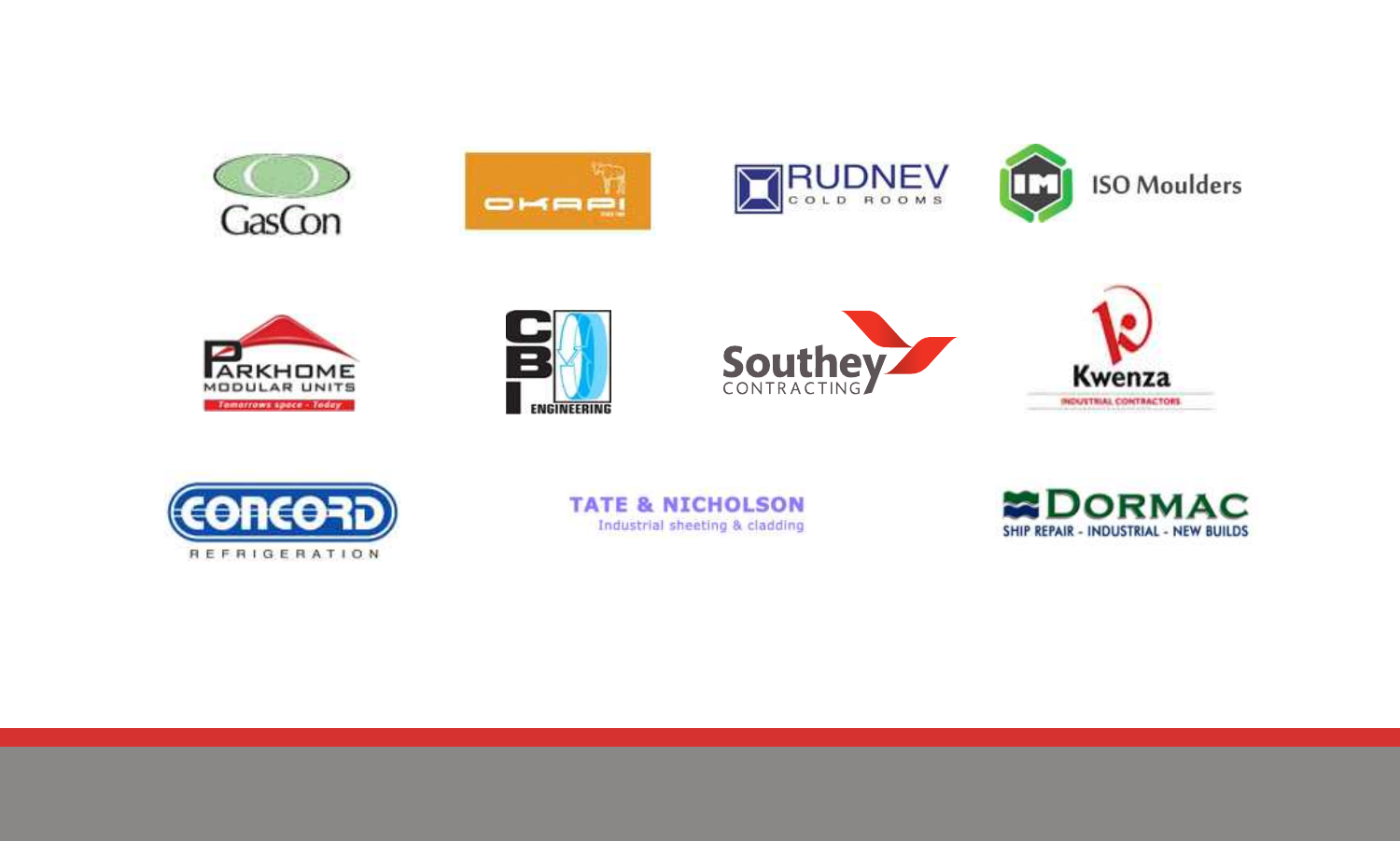GasCon

OKAPI

RUDNEV
COLD ROOMS

ISO Moulders

PARKHOME
MODULAR UNITS
Tomorrows space - Today

CBI ENGINEERING

Southey
CONTRACTING

Kwenza
INDUSTRIAL CONTRACTORS

CONCORD
REFRIGERATION

TATE & NICHOLSON
Industrial sheeting & cladding

DORMAC
SHIP REPAIR - INDUSTRIAL - NEW BUILDS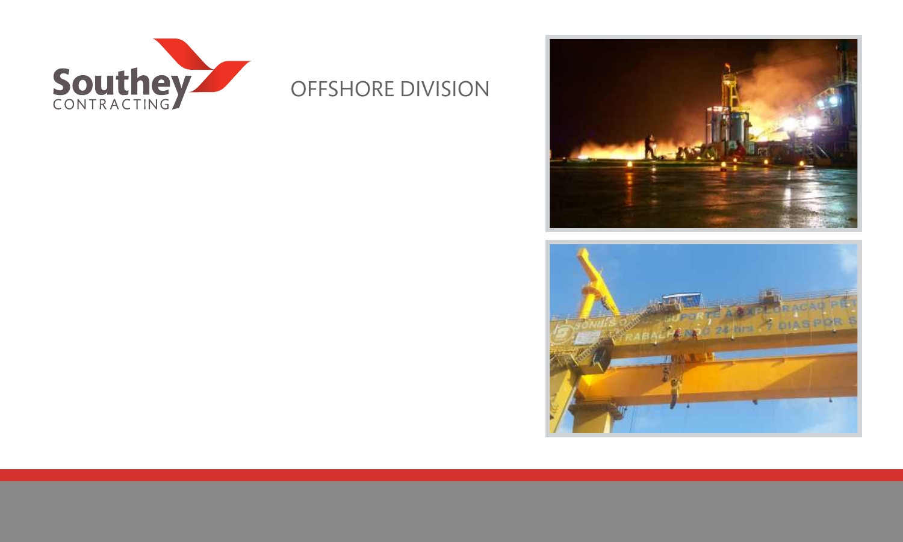Southey CONTRACTING

# OFFSHORE DIVISION